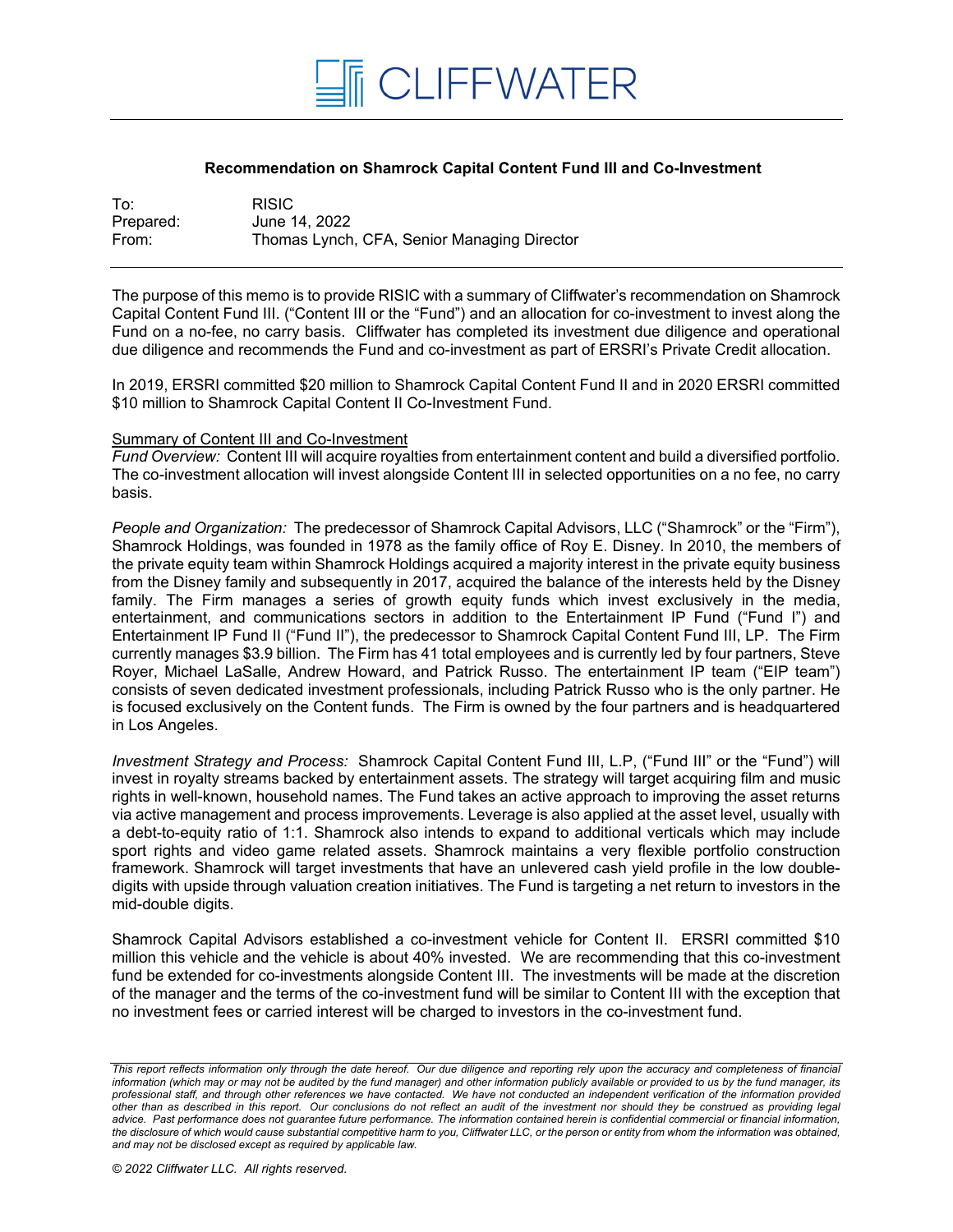# CLIFFWATER

**Recommendation on Shamrock Capital Content Fund III and Co-Investment**

| | |
|---|---|
| To: | RISIC |
| Prepared: | June 14, 2022 |
| From: | Thomas Lynch, CFA, Senior Managing Director |

The purpose of this memo is to provide RISIC with a summary of Cliffwater's recommendation on Shamrock Capital Content Fund III. ("Content III or the "Fund") and an allocation for co-investment to invest along the Fund on a no-fee, no carry basis. Cliffwater has completed its investment due diligence and operational due diligence and recommends the Fund and co-investment as part of ERSRI's Private Credit allocation.

In 2019, ERSRI committed $20 million to Shamrock Capital Content Fund II and in 2020 ERSRI committed $10 million to Shamrock Capital Content II Co-Investment Fund.

Summary of Content III and Co-Investment

*Fund Overview:* Content III will acquire royalties from entertainment content and build a diversified portfolio. The co-investment allocation will invest alongside Content III in selected opportunities on a no fee, no carry basis.

*People and Organization:* The predecessor of Shamrock Capital Advisors, LLC ("Shamrock" or the "Firm"), Shamrock Holdings, was founded in 1978 as the family office of Roy E. Disney. In 2010, the members of the private equity team within Shamrock Holdings acquired a majority interest in the private equity business from the Disney family and subsequently in 2017, acquired the balance of the interests held by the Disney family. The Firm manages a series of growth equity funds which invest exclusively in the media, entertainment, and communications sectors in addition to the Entertainment IP Fund ("Fund I") and Entertainment IP Fund II ("Fund II"), the predecessor to Shamrock Capital Content Fund III, LP. The Firm currently manages $3.9 billion. The Firm has 41 total employees and is currently led by four partners, Steve Royer, Michael LaSalle, Andrew Howard, and Patrick Russo. The entertainment IP team ("EIP team") consists of seven dedicated investment professionals, including Patrick Russo who is the only partner. He is focused exclusively on the Content funds. The Firm is owned by the four partners and is headquartered in Los Angeles.

*Investment Strategy and Process:* Shamrock Capital Content Fund III, L.P, ("Fund III" or the "Fund") will invest in royalty streams backed by entertainment assets. The strategy will target acquiring film and music rights in well-known, household names. The Fund takes an active approach to improving the asset returns via active management and process improvements. Leverage is also applied at the asset level, usually with a debt-to-equity ratio of 1:1. Shamrock also intends to expand to additional verticals which may include sport rights and video game related assets. Shamrock maintains a very flexible portfolio construction framework. Shamrock will target investments that have an unlevered cash yield profile in the low double-digits with upside through valuation creation initiatives. The Fund is targeting a net return to investors in the mid-double digits.

Shamrock Capital Advisors established a co-investment vehicle for Content II. ERSRI committed $10 million this vehicle and the vehicle is about 40% invested. We are recommending that this co-investment fund be extended for co-investments alongside Content III. The investments will be made at the discretion of the manager and the terms of the co-investment fund will be similar to Content III with the exception that no investment fees or carried interest will be charged to investors in the co-investment fund.

*This report reflects information only through the date hereof. Our due diligence and reporting rely upon the accuracy and completeness of financial information (which may or may not be audited by the fund manager) and other information publicly available or provided to us by the fund manager, its professional staff, and through other references we have contacted. We have not conducted an independent verification of the information provided other than as described in this report. Our conclusions do not reflect an audit of the investment nor should they be construed as providing legal advice. Past performance does not guarantee future performance. The information contained herein is confidential commercial or financial information, the disclosure of which would cause substantial competitive harm to you, Cliffwater LLC, or the person or entity from whom the information was obtained, and may not be disclosed except as required by applicable law.*

*© 2022 Cliffwater LLC. All rights reserved.*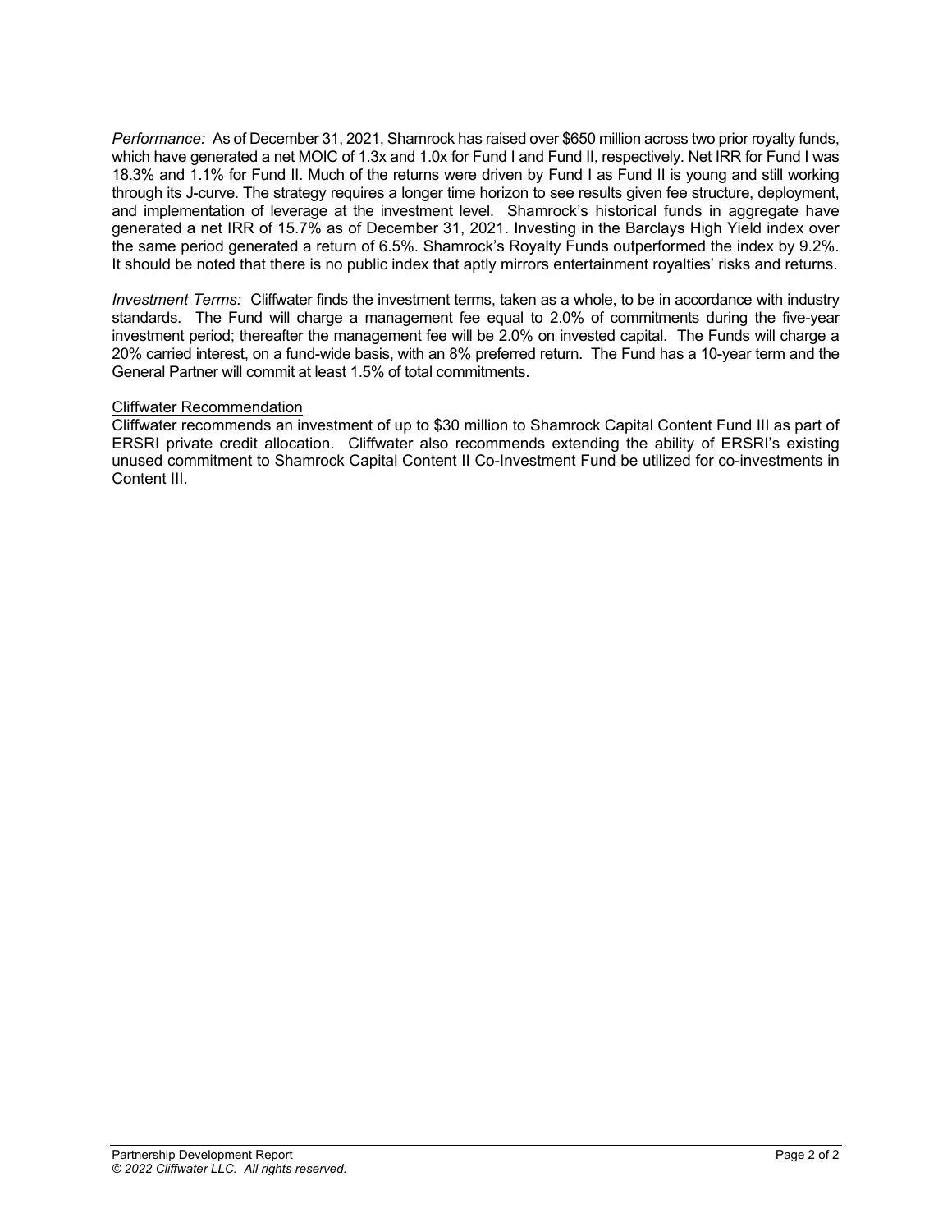*Performance:* As of December 31, 2021, Shamrock has raised over $650 million across two prior royalty funds, which have generated a net MOIC of 1.3x and 1.0x for Fund I and Fund II, respectively. Net IRR for Fund I was 18.3% and 1.1% for Fund II. Much of the returns were driven by Fund I as Fund II is young and still working through its J-curve. The strategy requires a longer time horizon to see results given fee structure, deployment, and implementation of leverage at the investment level. Shamrock's historical funds in aggregate have generated a net IRR of 15.7% as of December 31, 2021. Investing in the Barclays High Yield index over the same period generated a return of 6.5%. Shamrock's Royalty Funds outperformed the index by 9.2%. It should be noted that there is no public index that aptly mirrors entertainment royalties' risks and returns.

*Investment Terms:* Cliffwater finds the investment terms, taken as a whole, to be in accordance with industry standards. The Fund will charge a management fee equal to 2.0% of commitments during the five-year investment period; thereafter the management fee will be 2.0% on invested capital. The Funds will charge a 20% carried interest, on a fund-wide basis, with an 8% preferred return. The Fund has a 10-year term and the General Partner will commit at least 1.5% of total commitments.

## Cliffwater Recommendation

Cliffwater recommends an investment of up to $30 million to Shamrock Capital Content Fund III as part of ERSRI private credit allocation. Cliffwater also recommends extending the ability of ERSRI's existing unused commitment to Shamrock Capital Content II Co-Investment Fund be utilized for co-investments in Content III.